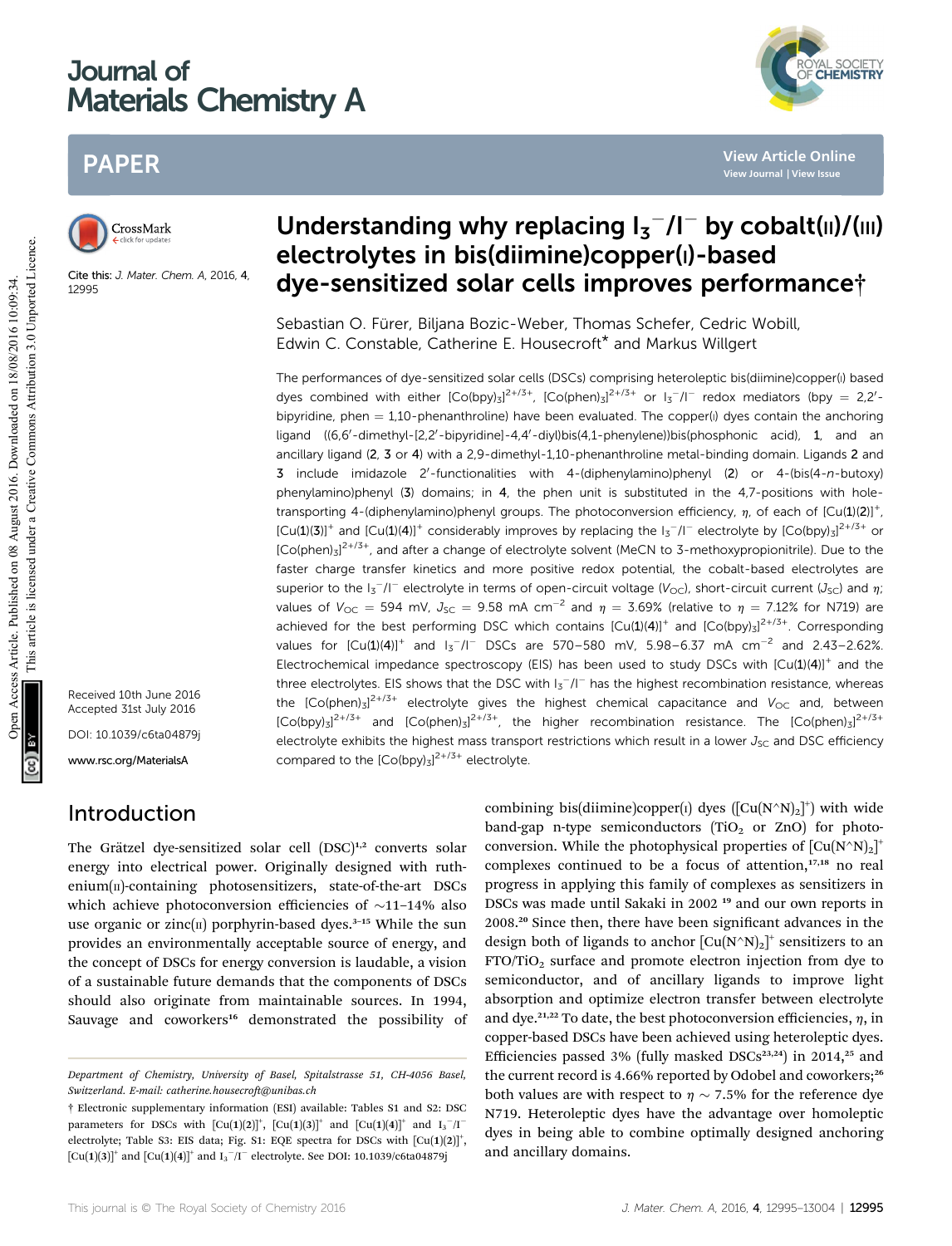# Journal of Materials Chemistry A

## PAPER

Cite this: *J. Mater. Chem. A*, 2016, 4, 12995

Received 10th June 2016
Accepted 31st July 2016

DOI: 10.1039/c6ta04879j

www.rsc.org/MaterialsA

# Understanding why replacing $I_3^-/I^-$ by cobalt(II)/(III) electrolytes in bis(diimine)copper(I)-based dye-sensitized solar cells improves performance†

Sebastian O. Fürer, Biljana Bozic-Weber, Thomas Schefer, Cedric Wobill, Edwin C. Constable, Catherine E. Housecroft* and Markus Willgert

The performances of dye-sensitized solar cells (DSCs) comprising heteroleptic bis(diimine)copper(I) based dyes combined with either $[Co(bpy)_3]^{2+/3+}$, $[Co(phen)_3]^{2+/3+}$ or $I_3^-/I^-$ redox mediators (bpy = 2,2′-bipyridine, phen = 1,10-phenanthroline) have been evaluated. The copper(I) dyes contain the anchoring ligand ((6,6′-dimethyl-[2,2′-bipyridine]-4,4′-diyl)bis(4,1-phenylene))bis(phosphonic acid), **1**, and an ancillary ligand (**2**, **3** or **4**) with a 2,9-dimethyl-1,10-phenanthroline metal-binding domain. Ligands **2** and **3** include imidazole 2′-functionalities with 4-(diphenylamino)phenyl (**2**) or 4-(bis(4-*n*-butoxy) phenylamino)phenyl (**3**) domains; in **4**, the phen unit is substituted in the 4,7-positions with hole-transporting 4-(diphenylamino)phenyl groups. The photoconversion efficiency, $\eta$, of each of $[Cu(\mathbf{1})(\mathbf{2})]^+$, $[Cu(\mathbf{1})(\mathbf{3})]^+$ and $[Cu(\mathbf{1})(\mathbf{4})]^+$ considerably improves by replacing the $I_3^-/I^-$ electrolyte by $[Co(bpy)_3]^{2+/3+}$ or $[Co(phen)_3]^{2+/3+}$, and after a change of electrolyte solvent (MeCN to 3-methoxypropionitrile). Due to the faster charge transfer kinetics and more positive redox potential, the cobalt-based electrolytes are superior to the $I_3^-/I^-$ electrolyte in terms of open-circuit voltage ($V_{OC}$), short-circuit current ($J_{SC}$) and $\eta$; values of $V_{OC}$ = 594 mV, $J_{SC}$ = 9.58 mA cm$^{-2}$ and $\eta$ = 3.69% (relative to $\eta$ = 7.12% for N719) are achieved for the best performing DSC which contains $[Cu(\mathbf{1})(\mathbf{4})]^+$ and $[Co(bpy)_3]^{2+/3+}$. Corresponding values for $[Cu(\mathbf{1})(\mathbf{4})]^+$ and $I_3^-/I^-$ DSCs are 570–580 mV, 5.98–6.37 mA cm$^{-2}$ and 2.43–2.62%. Electrochemical impedance spectroscopy (EIS) has been used to study DSCs with $[Cu(\mathbf{1})(\mathbf{4})]^+$ and the three electrolytes. EIS shows that the DSC with $I_3^-/I^-$ has the highest recombination resistance, whereas the $[Co(phen)_3]^{2+/3+}$ electrolyte gives the highest chemical capacitance and $V_{OC}$ and, between $[Co(bpy)_3]^{2+/3+}$ and $[Co(phen)_3]^{2+/3+}$, the higher recombination resistance. The $[Co(phen)_3]^{2+/3+}$ electrolyte exhibits the highest mass transport restrictions which result in a lower $J_{SC}$ and DSC efficiency compared to the $[Co(bpy)_3]^{2+/3+}$ electrolyte.

## Introduction

The Grätzel dye-sensitized solar cell (DSC)[1,2] converts solar energy into electrical power. Originally designed with ruthenium(II)-containing photosensitizers, state-of-the-art DSCs which achieve photoconversion efficiencies of ~11–14% also use organic or zinc(II) porphyrin-based dyes.[3–15] While the sun provides an environmentally acceptable source of energy, and the concept of DSCs for energy conversion is laudable, a vision of a sustainable future demands that the components of DSCs should also originate from maintainable sources. In 1994, Sauvage and coworkers[16] demonstrated the possibility of combining bis(diimine)copper(I) dyes ($[Cu(N^\wedge N)_2]^+$) with wide band-gap n-type semiconductors ($TiO_2$ or ZnO) for photoconversion. While the photophysical properties of $[Cu(N^\wedge N)_2]^+$ complexes continued to be a focus of attention,[17,18] no real progress in applying this family of complexes as sensitizers in DSCs was made until Sakaki in 2002 [19] and our own reports in 2008.[20] Since then, there have been significant advances in the design both of ligands to anchor $[Cu(N^\wedge N)_2]^+$ sensitizers to an FTO/$TiO_2$ surface and promote electron injection from dye to semiconductor, and of ancillary ligands to improve light absorption and optimize electron transfer between electrolyte and dye.[21,22] To date, the best photoconversion efficiencies, $\eta$, in copper-based DSCs have been achieved using heteroleptic dyes. Efficiencies passed 3% (fully masked DSCs[23,24]) in 2014,[25] and the current record is 4.66% reported by Odobel and coworkers;[26] both values are with respect to $\eta$ ~ 7.5% for the reference dye N719. Heteroleptic dyes have the advantage over homoleptic dyes in being able to combine optimally designed anchoring and ancillary domains.

---

*Department of Chemistry, University of Basel, Spitalstrasse 51, CH-4056 Basel, Switzerland. E-mail: catherine.housecroft@unibas.ch*

† Electronic supplementary information (ESI) available: Tables S1 and S2: DSC parameters for DSCs with $[Cu(\mathbf{1})(\mathbf{2})]^+$, $[Cu(\mathbf{1})(\mathbf{3})]^+$ and $[Cu(\mathbf{1})(\mathbf{4})]^+$ and $I_3^-/I^-$ electrolyte; Table S3: EIS data; Fig. S1: EQE spectra for DSCs with $[Cu(\mathbf{1})(\mathbf{2})]^+$, $[Cu(\mathbf{1})(\mathbf{3})]^+$ and $[Cu(\mathbf{1})(\mathbf{4})]^+$ and $I_3^-/I^-$ electrolyte. See DOI: 10.1039/c6ta04879j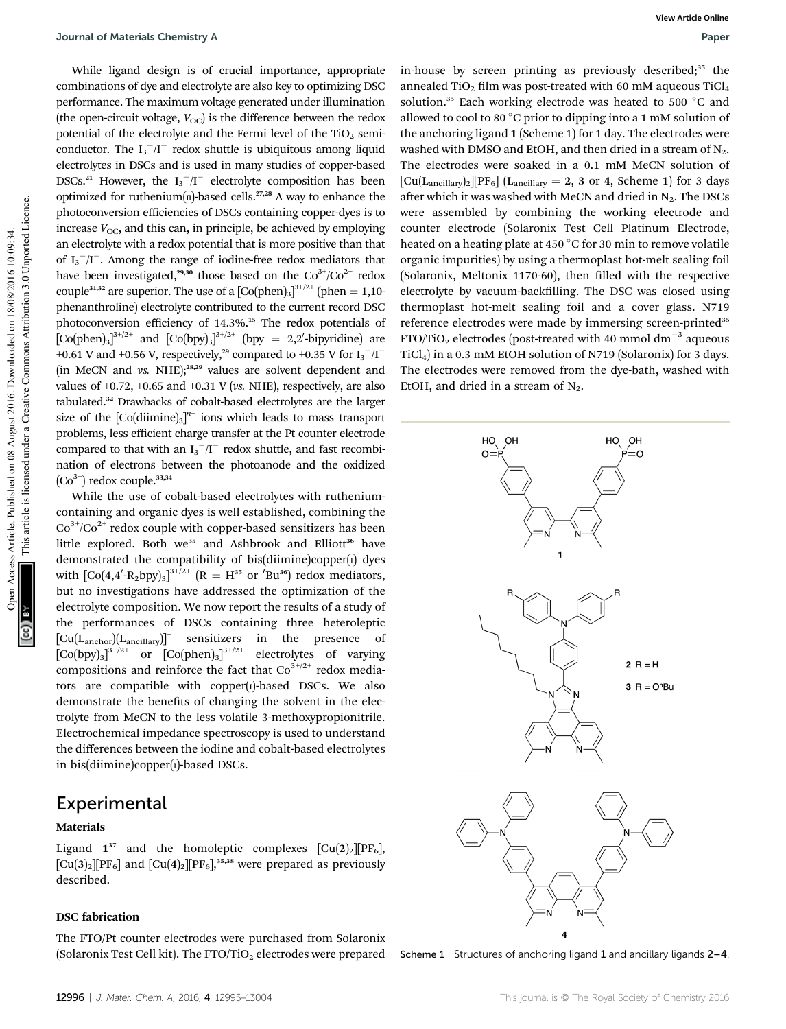While ligand design is of crucial importance, appropriate combinations of dye and electrolyte are also key to optimizing DSC performance. The maximum voltage generated under illumination (the open-circuit voltage, $V_{OC}$) is the difference between the redox potential of the electrolyte and the Fermi level of the $TiO_2$ semiconductor. The $I_3^-/I^-$ redox shuttle is ubiquitous among liquid electrolytes in DSCs and is used in many studies of copper-based DSCs.[21] However, the $I_3^-/I^-$ electrolyte composition has been optimized for ruthenium(II)-based cells.[27,28] A way to enhance the photoconversion efficiencies of DSCs containing copper-dyes is to increase $V_{OC}$, and this can, in principle, be achieved by employing an electrolyte with a redox potential that is more positive than that of $I_3^-/I^-$. Among the range of iodine-free redox mediators that have been investigated,[29,30] those based on the $Co^{3+}/Co^{2+}$ redox couple[31,32] are superior. The use of a $[Co(phen)_3]^{3+/2+}$ (phen = 1,10-phenanthroline) electrolyte contributed to the current record DSC photoconversion efficiency of 14.3%.[15] The redox potentials of $[Co(phen)_3]^{3+/2+}$ and $[Co(bpy)_3]^{3+/2+}$ (bpy = 2,2′-bipyridine) are +0.61 V and +0.56 V, respectively,[29] compared to +0.35 V for $I_3^-/I^-$ (in MeCN and *vs.* NHE);[28,29] values are solvent dependent and values of +0.72, +0.65 and +0.31 V (*vs.* NHE), respectively, are also tabulated.[32] Drawbacks of cobalt-based electrolytes are the larger size of the $[Co(diimine)_3]^{n+}$ ions which leads to mass transport problems, less efficient charge transfer at the Pt counter electrode compared to that with an $I_3^-/I^-$ redox shuttle, and fast recombination of electrons between the photoanode and the oxidized ($Co^{3+}$) redox couple.[33,34]

While the use of cobalt-based electrolytes with ruthenium-containing and organic dyes is well established, combining the $Co^{3+}/Co^{2+}$ redox couple with copper-based sensitizers has been little explored. Both we[35] and Ashbrook and Elliott[36] have demonstrated the compatibility of bis(diimine)copper(I) dyes with $[Co(4,4'\text{-}R_2bpy)_3]^{3+/2+}$ (R = H[35] or ${}^tBu$[36]) redox mediators, but no investigations have addressed the optimization of the electrolyte composition. We now report the results of a study of the performances of DSCs containing three heteroleptic $[Cu(L_{anchor})(L_{ancillary})]^+$ sensitizers in the presence of $[Co(bpy)_3]^{3+/2+}$ or $[Co(phen)_3]^{3+/2+}$ electrolytes of varying compositions and reinforce the fact that $Co^{3+/2+}$ redox mediators are compatible with copper(I)-based DSCs. We also demonstrate the benefits of changing the solvent in the electrolyte from MeCN to the less volatile 3-methoxypropionitrile. Electrochemical impedance spectroscopy is used to understand the differences between the iodine and cobalt-based electrolytes in bis(diimine)copper(I)-based DSCs.

## Experimental

### Materials

Ligand **1**[37] and the homoleptic complexes $[Cu(\mathbf{2})_2][PF_6]$, $[Cu(\mathbf{3})_2][PF_6]$ and $[Cu(\mathbf{4})_2][PF_6]$,[35,38] were prepared as previously described.

### DSC fabrication

The FTO/Pt counter electrodes were purchased from Solaronix (Solaronix Test Cell kit). The FTO/$TiO_2$ electrodes were prepared in-house by screen printing as previously described;[35] the annealed $TiO_2$ film was post-treated with 60 mM aqueous $TiCl_4$ solution.[35] Each working electrode was heated to 500 °C and allowed to cool to 80 °C prior to dipping into a 1 mM solution of the anchoring ligand **1** (Scheme 1) for 1 day. The electrodes were washed with DMSO and EtOH, and then dried in a stream of $N_2$. The electrodes were soaked in a 0.1 mM MeCN solution of $[Cu(L_{ancillary})_2][PF_6]$ ($L_{ancillary}$ = **2**, **3** or **4**, Scheme 1) for 3 days after which it was washed with MeCN and dried in $N_2$. The DSCs were assembled by combining the working electrode and counter electrode (Solaronix Test Cell Platinum Electrode, heated on a heating plate at 450 °C for 30 min to remove volatile organic impurities) by using a thermoplast hot-melt sealing foil (Solaronix, Meltonix 1170-60), then filled with the respective electrolyte by vacuum-backfilling. The DSC was closed using thermoplast hot-melt sealing foil and a cover glass. N719 reference electrodes were made by immersing screen-printed[35] FTO/$TiO_2$ electrodes (post-treated with 40 mmol $dm^{-3}$ aqueous $TiCl_4$) in a 0.3 mM EtOH solution of N719 (Solaronix) for 3 days. The electrodes were removed from the dye-bath, washed with EtOH, and dried in a stream of $N_2$.

Scheme 1 Structures of anchoring ligand **1** and ancillary ligands **2–4**.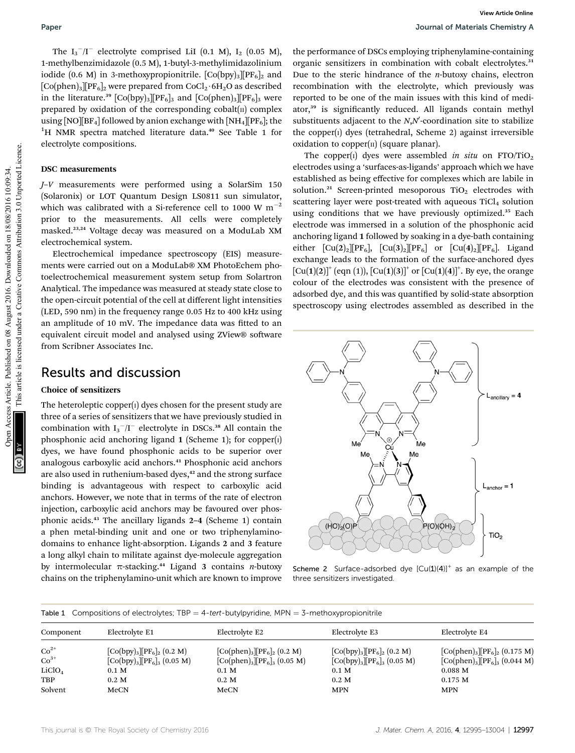The $I_3^-/I^-$ electrolyte comprised LiI (0.1 M), $I_2$ (0.05 M), 1-methylbenzimidazole (0.5 M), 1-butyl-3-methylimidazolinium iodide (0.6 M) in 3-methoxypropionitrile. $[Co(bpy)_3][PF_6]_2$ and $[Co(phen)_3][PF_6]_2$ were prepared from $CoCl_2 \cdot 6H_2O$ as described in the literature.[39] $[Co(bpy)_3][PF_6]_3$ and $[Co(phen)_3][PF_6]_3$ were prepared by oxidation of the corresponding cobalt(II) complex using [NO][BF$_4$] followed by anion exchange with [NH$_4$][PF$_6$]; the $^1$H NMR spectra matched literature data.[40] See Table 1 for electrolyte compositions.

### DSC measurements

*J–V* measurements were performed using a SolarSim 150 (Solaronix) or LOT Quantum Design LS0811 sun simulator, which was calibrated with a Si-reference cell to 1000 W m$^{-2}$ prior to the measurements. All cells were completely masked.[23,24] Voltage decay was measured on a ModuLab XM electrochemical system.

Electrochemical impedance spectroscopy (EIS) measurements were carried out on a ModuLab® XM PhotoEchem photoelectrochemical measurement system setup from Solartron Analytical. The impedance was measured at steady state close to the open-circuit potential of the cell at different light intensities (LED, 590 nm) in the frequency range 0.05 Hz to 400 kHz using an amplitude of 10 mV. The impedance data was fitted to an equivalent circuit model and analysed using ZView® software from Scribner Associates Inc.

## Results and discussion

### Choice of sensitizers

The heteroleptic copper(I) dyes chosen for the present study are three of a series of sensitizers that we have previously studied in combination with $I_3^-/I^-$ electrolyte in DSCs.[38] All contain the phosphonic acid anchoring ligand **1** (Scheme 1); for copper(I) dyes, we have found phosphonic acids to be superior over analogous carboxylic acid anchors.[41] Phosphonic acid anchors are also used in ruthenium-based dyes,[42] and the strong surface binding is advantageous with respect to carboxylic acid anchors. However, we note that in terms of the rate of electron injection, carboxylic acid anchors may be favoured over phosphonic acids.[43] The ancillary ligands **2–4** (Scheme 1) contain a phen metal-binding unit and one or two triphenylamino-domains to enhance light-absorption. Ligands **2** and **3** feature a long alkyl chain to militate against dye-molecule aggregation by intermolecular π-stacking.[44] Ligand **3** contains *n*-butoxy chains on the triphenylamino-unit which are known to improve the performance of DSCs employing triphenylamine-containing organic sensitizers in combination with cobalt electrolytes.[31] Due to the steric hindrance of the *n*-butoxy chains, electron recombination with the electrolyte, which previously was reported to be one of the main issues with this kind of mediator,[39] is significantly reduced. All ligands contain methyl substituents adjacent to the *N*,*N'*-coordination site to stabilize the copper(I) dyes (tetrahedral, Scheme 2) against irreversible oxidation to copper(II) (square planar).

The copper(I) dyes were assembled *in situ* on FTO/TiO$_2$ electrodes using a 'surfaces-as-ligands' approach which we have established as being effective for complexes which are labile in solution.[21] Screen-printed mesoporous TiO$_2$ electrodes with scattering layer were post-treated with aqueous TiCl$_4$ solution using conditions that we have previously optimized.[35] Each electrode was immersed in a solution of the phosphonic acid anchoring ligand **1** followed by soaking in a dye-bath containing either $[Cu(\mathbf{2})_2][PF_6]$, $[Cu(\mathbf{3})_2][PF_6]$ or $[Cu(\mathbf{4})_2][PF_6]$. Ligand exchange leads to the formation of the surface-anchored dyes $[Cu(\mathbf{1})(\mathbf{2})]^+$ (eqn (1)), $[Cu(\mathbf{1})(\mathbf{3})]^+$ or $[Cu(\mathbf{1})(\mathbf{4})]^+$. By eye, the orange colour of the electrodes was consistent with the presence of adsorbed dye, and this was quantified by solid-state absorption spectroscopy using electrodes assembled as described in the

Scheme 2 Surface-adsorbed dye $[Cu(\mathbf{1})(\mathbf{4})]^+$ as an example of the three sensitizers investigated.

Table 1 Compositions of electrolytes; TBP = 4-*tert*-butylpyridine, MPN = 3-methoxypropionitrile

| Component | Electrolyte E1 | Electrolyte E2 | Electrolyte E3 | Electrolyte E4 |
|---|---|---|---|---|
| $Co^{2+}$ | $[Co(bpy)_3][PF_6]_2$ (0.2 M) | $[Co(phen)_3][PF_6]_2$ (0.2 M) | $[Co(bpy)_3][PF_6]_2$ (0.2 M) | $[Co(phen)_3][PF_6]_2$ (0.175 M) |
| $Co^{3+}$ | $[Co(bpy)_3][PF_6]_3$ (0.05 M) | $[Co(phen)_3][PF_6]_3$ (0.05 M) | $[Co(bpy)_3][PF_6]_3$ (0.05 M) | $[Co(phen)_3][PF_6]_3$ (0.044 M) |
| $LiClO_4$ | 0.1 M | 0.1 M | 0.1 M | 0.088 M |
| TBP | 0.2 M | 0.2 M | 0.2 M | 0.175 M |
| Solvent | MeCN | MeCN | MPN | MPN |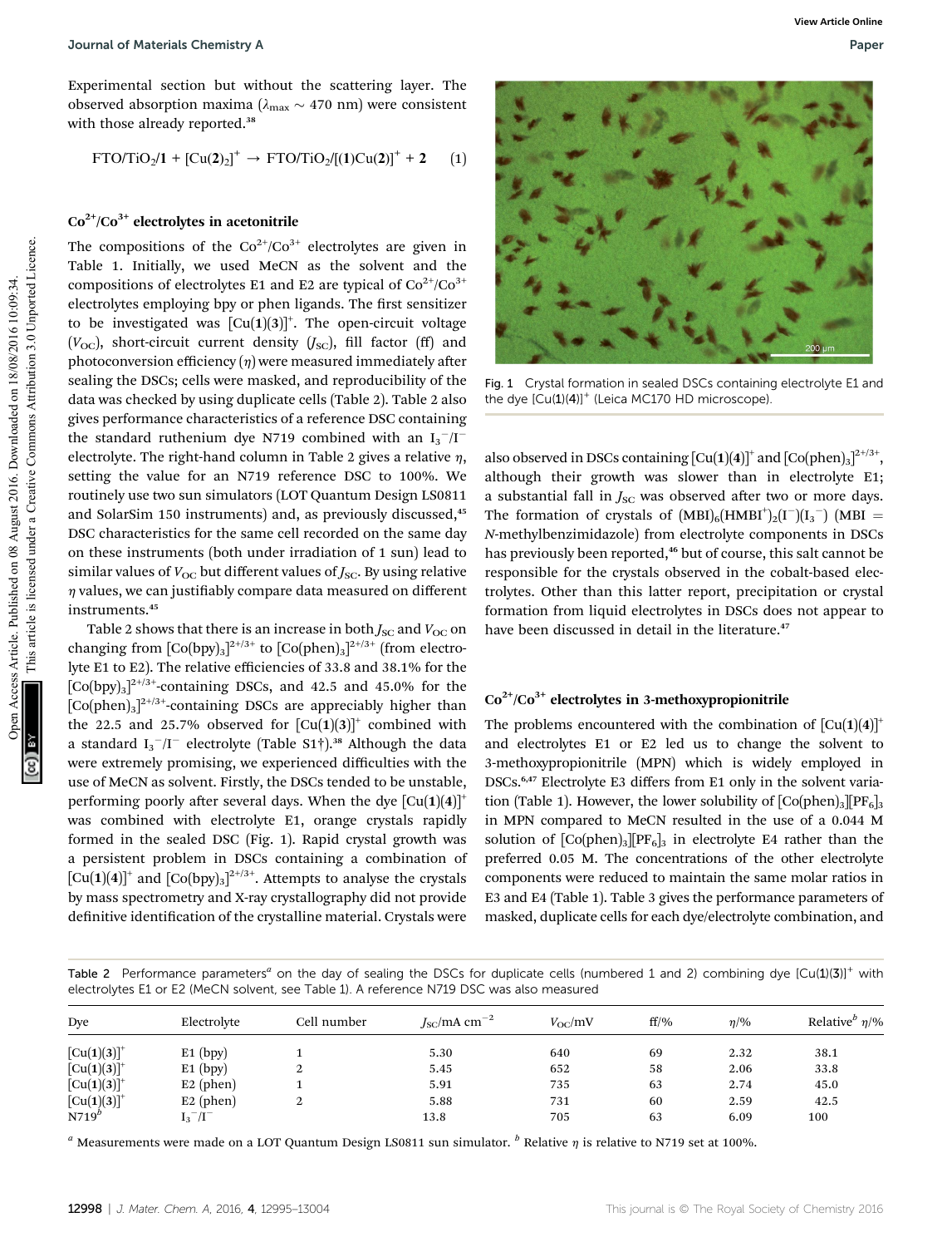Experimental section but without the scattering layer. The observed absorption maxima ($\lambda_{max} \sim 470$ nm) were consistent with those already reported.[38]

$$\text{FTO/TiO}_2\text{/}\mathbf{1} + [\text{Cu}(\mathbf{2})_2]^+ \rightarrow \text{FTO/TiO}_2\text{/}[(\mathbf{1})\text{Cu}(\mathbf{2})]^+ + \mathbf{2} \quad (1)$$

### $Co^{2+}/Co^{3+}$ electrolytes in acetonitrile

The compositions of the $Co^{2+}/Co^{3+}$ electrolytes are given in Table 1. Initially, we used MeCN as the solvent and the compositions of electrolytes E1 and E2 are typical of $Co^{2+}/Co^{3+}$ electrolytes employing bpy or phen ligands. The first sensitizer to be investigated was $[Cu(\mathbf{1})(\mathbf{3})]^+$. The open-circuit voltage ($V_{OC}$), short-circuit current density ($J_{SC}$), fill factor (ff) and photoconversion efficiency ($\eta$) were measured immediately after sealing the DSCs; cells were masked, and reproducibility of the data was checked by using duplicate cells (Table 2). Table 2 also gives performance characteristics of a reference DSC containing the standard ruthenium dye N719 combined with an $I_3^-/I^-$ electrolyte. The right-hand column in Table 2 gives a relative $\eta$, setting the value for an N719 reference DSC to 100%. We routinely use two sun simulators (LOT Quantum Design LS0811 and SolarSim 150 instruments) and, as previously discussed,[45] DSC characteristics for the same cell recorded on the same day on these instruments (both under irradiation of 1 sun) lead to similar values of $V_{OC}$ but different values of $J_{SC}$. By using relative $\eta$ values, we can justifiably compare data measured on different instruments.[45]

Table 2 shows that there is an increase in both $J_{SC}$ and $V_{OC}$ on changing from $[Co(bpy)_3]^{2+/3+}$ to $[Co(phen)_3]^{2+/3+}$ (from electrolyte E1 to E2). The relative efficiencies of 33.8 and 38.1% for the $[Co(bpy)_3]^{2+/3+}$-containing DSCs, and 42.5 and 45.0% for the $[Co(phen)_3]^{2+/3+}$-containing DSCs are appreciably higher than the 22.5 and 25.7% observed for $[Cu(\mathbf{1})(\mathbf{3})]^+$ combined with a standard $I_3^-/I^-$ electrolyte (Table S1†).[38] Although the data were extremely promising, we experienced difficulties with the use of MeCN as solvent. Firstly, the DSCs tended to be unstable, performing poorly after several days. When the dye $[Cu(\mathbf{1})(\mathbf{4})]^+$ was combined with electrolyte E1, orange crystals rapidly formed in the sealed DSC (Fig. 1). Rapid crystal growth was a persistent problem in DSCs containing a combination of $[Cu(\mathbf{1})(\mathbf{4})]^+$ and $[Co(bpy)_3]^{2+/3+}$. Attempts to analyse the crystals by mass spectrometry and X-ray crystallography did not provide definitive identification of the crystalline material. Crystals were also observed in DSCs containing $[Cu(\mathbf{1})(\mathbf{4})]^+$ and $[Co(phen)_3]^{2+/3+}$, although their growth was slower than in electrolyte E1; a substantial fall in $J_{SC}$ was observed after two or more days. The formation of crystals of $(MBI)_6(HMBI^+)_2(I^-)(I_3^-)$ (MBI = *N*-methylbenzimidazole) from electrolyte components in DSCs has previously been reported,[46] but of course, this salt cannot be responsible for the crystals observed in the cobalt-based electrolytes. Other than this latter report, precipitation or crystal formation from liquid electrolytes in DSCs does not appear to have been discussed in detail in the literature.[47]

Fig. 1 Crystal formation in sealed DSCs containing electrolyte E1 and the dye $[Cu(\mathbf{1})(\mathbf{4})]^+$ (Leica MC170 HD microscope).

### $Co^{2+}/Co^{3+}$ electrolytes in 3-methoxypropionitrile

The problems encountered with the combination of $[Cu(\mathbf{1})(\mathbf{4})]^+$ and electrolytes E1 or E2 led us to change the solvent to 3-methoxypropionitrile (MPN) which is widely employed in DSCs.[6,47] Electrolyte E3 differs from E1 only in the solvent variation (Table 1). However, the lower solubility of $[Co(phen)_3][PF_6]_3$ in MPN compared to MeCN resulted in the use of a 0.044 M solution of $[Co(phen)_3][PF_6]_3$ in electrolyte E4 rather than the preferred 0.05 M. The concentrations of the other electrolyte components were reduced to maintain the same molar ratios in E3 and E4 (Table 1). Table 3 gives the performance parameters of masked, duplicate cells for each dye/electrolyte combination, and

Table 2 Performance parameters[a] on the day of sealing the DSCs for duplicate cells (numbered 1 and 2) combining dye $[Cu(\mathbf{1})(\mathbf{3})]^+$ with electrolytes E1 or E2 (MeCN solvent, see Table 1). A reference N719 DSC was also measured

| Dye | Electrolyte | Cell number | $J_{SC}$/mA cm$^{-2}$ | $V_{OC}$/mV | ff/% | $\eta$/% | Relative[b] $\eta$/% |
|---|---|---|---|---|---|---|---|
| $[Cu(\mathbf{1})(\mathbf{3})]^+$ | E1 (bpy) | 1 | 5.30 | 640 | 69 | 2.32 | 38.1 |
| $[Cu(\mathbf{1})(\mathbf{3})]^+$ | E1 (bpy) | 2 | 5.45 | 652 | 58 | 2.06 | 33.8 |
| $[Cu(\mathbf{1})(\mathbf{3})]^+$ | E2 (phen) | 1 | 5.91 | 735 | 63 | 2.74 | 45.0 |
| $[Cu(\mathbf{1})(\mathbf{3})]^+$ | E2 (phen) | 2 | 5.88 | 731 | 60 | 2.59 | 42.5 |
| N719[b] | $I_3^-/I^-$ | | 13.8 | 705 | 63 | 6.09 | 100 |

[a] Measurements were made on a LOT Quantum Design LS0811 sun simulator. [b] Relative $\eta$ is relative to N719 set at 100%.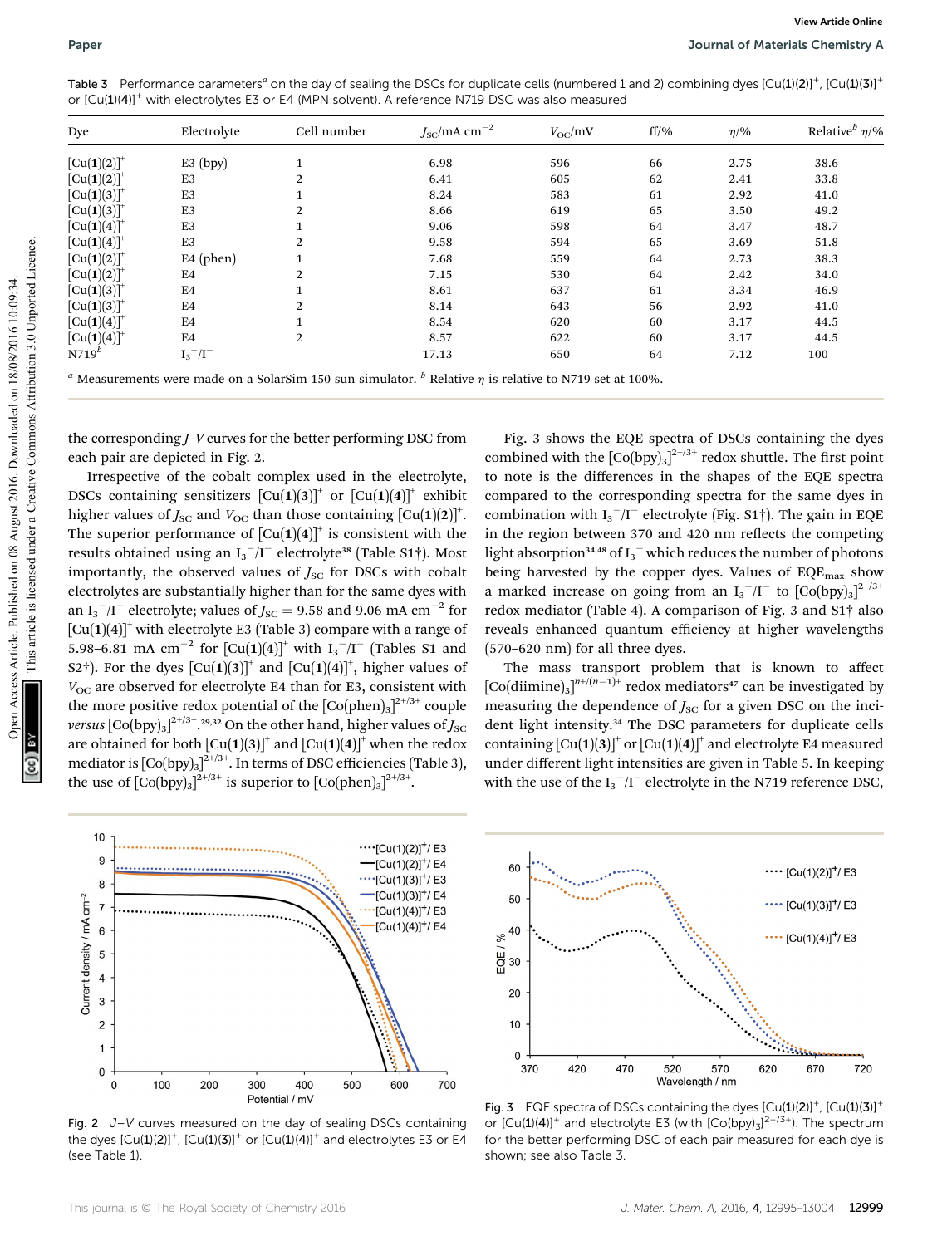Table 3 Performance parameters[a] on the day of sealing the DSCs for duplicate cells (numbered 1 and 2) combining dyes $[Cu(\mathbf{1})(\mathbf{2})]^+$, $[Cu(\mathbf{1})(\mathbf{3})]^+$ or $[Cu(\mathbf{1})(\mathbf{4})]^+$ with electrolytes E3 or E4 (MPN solvent). A reference N719 DSC was also measured

| Dye | Electrolyte | Cell number | $J_{SC}$/mA cm$^{-2}$ | $V_{OC}$/mV | ff/% | $\eta$/% | Relative[b] $\eta$/% |
|---|---|---|---|---|---|---|---|
| $[Cu(\mathbf{1})(\mathbf{2})]^+$ | E3 (bpy) | 1 | 6.98 | 596 | 66 | 2.75 | 38.6 |
| $[Cu(\mathbf{1})(\mathbf{2})]^+$ | E3 | 2 | 6.41 | 605 | 62 | 2.41 | 33.8 |
| $[Cu(\mathbf{1})(\mathbf{3})]^+$ | E3 | 1 | 8.24 | 583 | 61 | 2.92 | 41.0 |
| $[Cu(\mathbf{1})(\mathbf{3})]^+$ | E3 | 2 | 8.66 | 619 | 65 | 3.50 | 49.2 |
| $[Cu(\mathbf{1})(\mathbf{4})]^+$ | E3 | 1 | 9.06 | 598 | 64 | 3.47 | 48.7 |
| $[Cu(\mathbf{1})(\mathbf{4})]^+$ | E3 | 2 | 9.58 | 594 | 65 | 3.69 | 51.8 |
| $[Cu(\mathbf{1})(\mathbf{2})]^+$ | E4 (phen) | 1 | 7.68 | 559 | 64 | 2.73 | 38.3 |
| $[Cu(\mathbf{1})(\mathbf{2})]^+$ | E4 | 2 | 7.15 | 530 | 64 | 2.42 | 34.0 |
| $[Cu(\mathbf{1})(\mathbf{3})]^+$ | E4 | 1 | 8.61 | 637 | 61 | 3.34 | 46.9 |
| $[Cu(\mathbf{1})(\mathbf{3})]^+$ | E4 | 2 | 8.14 | 643 | 56 | 2.92 | 41.0 |
| $[Cu(\mathbf{1})(\mathbf{4})]^+$ | E4 | 1 | 8.54 | 620 | 60 | 3.17 | 44.5 |
| $[Cu(\mathbf{1})(\mathbf{4})]^+$ | E4 | 2 | 8.57 | 622 | 60 | 3.17 | 44.5 |
| N719[b] | $I_3^-/I^-$ | | 17.13 | 650 | 64 | 7.12 | 100 |

[a] Measurements were made on a SolarSim 150 sun simulator. [b] Relative $\eta$ is relative to N719 set at 100%.

the corresponding *J–V* curves for the better performing DSC from each pair are depicted in Fig. 2.

Irrespective of the cobalt complex used in the electrolyte, DSCs containing sensitizers $[Cu(\mathbf{1})(\mathbf{3})]^+$ or $[Cu(\mathbf{1})(\mathbf{4})]^+$ exhibit higher values of $J_{SC}$ and $V_{OC}$ than those containing $[Cu(\mathbf{1})(\mathbf{2})]^+$. The superior performance of $[Cu(\mathbf{1})(\mathbf{4})]^+$ is consistent with the results obtained using an $I_3^-/I^-$ electrolyte[38] (Table S1†). Most importantly, the observed values of $J_{SC}$ for DSCs with cobalt electrolytes are substantially higher than for the same dyes with an $I_3^-/I^-$ electrolyte; values of $J_{SC}$ = 9.58 and 9.06 mA cm$^{-2}$ for $[Cu(\mathbf{1})(\mathbf{4})]^+$ with electrolyte E3 (Table 3) compare with a range of 5.98–6.81 mA cm$^{-2}$ for $[Cu(\mathbf{1})(\mathbf{4})]^+$ with $I_3^-/I^-$ (Tables S1 and S2†). For the dyes $[Cu(\mathbf{1})(\mathbf{3})]^+$ and $[Cu(\mathbf{1})(\mathbf{4})]^+$, higher values of $V_{OC}$ are observed for electrolyte E4 than for E3, consistent with the more positive redox potential of the $[Co(phen)_3]^{2+/3+}$ couple *versus* $[Co(bpy)_3]^{2+/3+}$.[29,32] On the other hand, higher values of $J_{SC}$ are obtained for both $[Cu(\mathbf{1})(\mathbf{3})]^+$ and $[Cu(\mathbf{1})(\mathbf{4})]^+$ when the redox mediator is $[Co(bpy)_3]^{2+/3+}$. In terms of DSC efficiencies (Table 3), the use of $[Co(bpy)_3]^{2+/3+}$ is superior to $[Co(phen)_3]^{2+/3+}$.

Fig. 3 shows the EQE spectra of DSCs containing the dyes combined with the $[Co(bpy)_3]^{2+/3+}$ redox shuttle. The first point to note is the differences in the shapes of the EQE spectra compared to the corresponding spectra for the same dyes in combination with $I_3^-/I^-$ electrolyte (Fig. S1†). The gain in EQE in the region between 370 and 420 nm reflects the competing light absorption[34,48] of $I_3^-$ which reduces the number of photons being harvested by the copper dyes. Values of $EQE_{max}$ show a marked increase on going from an $I_3^-/I^-$ to $[Co(bpy)_3]^{2+/3+}$ redox mediator (Table 4). A comparison of Fig. 3 and S1† also reveals enhanced quantum efficiency at higher wavelengths (570–620 nm) for all three dyes.

The mass transport problem that is known to affect $[Co(diimine)_3]^{n+/(n-1)+}$ redox mediators[47] can be investigated by measuring the dependence of $J_{SC}$ for a given DSC on the incident light intensity.[34] The DSC parameters for duplicate cells containing $[Cu(\mathbf{1})(\mathbf{3})]^+$ or $[Cu(\mathbf{1})(\mathbf{4})]^+$ and electrolyte E4 measured under different light intensities are given in Table 5. In keeping with the use of the $I_3^-/I^-$ electrolyte in the N719 reference DSC,

Fig. 2 *J–V* curves measured on the day of sealing DSCs containing the dyes $[Cu(\mathbf{1})(\mathbf{2})]^+$, $[Cu(\mathbf{1})(\mathbf{3})]^+$ or $[Cu(\mathbf{1})(\mathbf{4})]^+$ and electrolytes E3 or E4 (see Table 1).

Fig. 3 EQE spectra of DSCs containing the dyes $[Cu(\mathbf{1})(\mathbf{2})]^+$, $[Cu(\mathbf{1})(\mathbf{3})]^+$ or $[Cu(\mathbf{1})(\mathbf{4})]^+$ and electrolyte E3 (with $[Co(bpy)_3]^{2+/3+}$). The spectrum for the better performing DSC of each pair measured for each dye is shown; see also Table 3.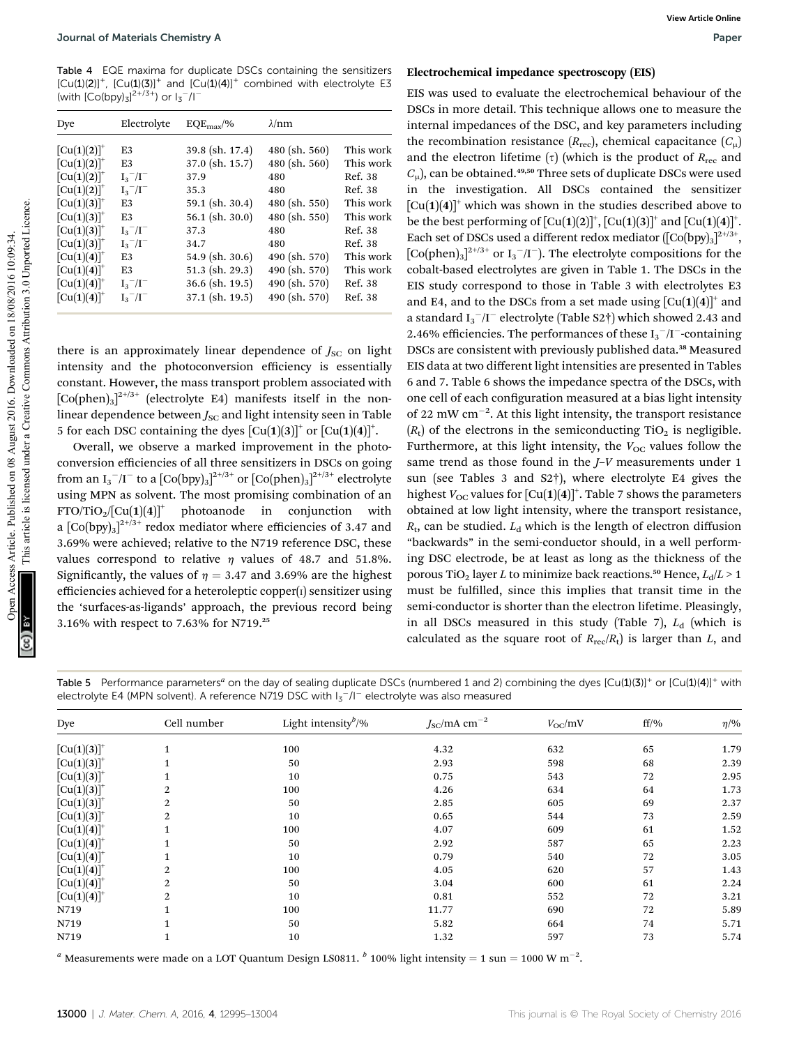Table 4 EQE maxima for duplicate DSCs containing the sensitizers $[Cu(\mathbf{1})(\mathbf{2})]^+$, $[Cu(\mathbf{1})(\mathbf{3})]^+$ and $[Cu(\mathbf{1})(\mathbf{4})]^+$ combined with electrolyte E3 (with $[Co(bpy)_3]^{2+/3+}$) or $I_3^-/I^-$

| Dye | Electrolyte | $EQE_{max}$/% | $\lambda$/nm | |
|---|---|---|---|---|
| $[Cu(\mathbf{1})(\mathbf{2})]^+$ | E3 | 39.8 (sh. 17.4) | 480 (sh. 560) | This work |
| $[Cu(\mathbf{1})(\mathbf{2})]^+$ | E3 | 37.0 (sh. 15.7) | 480 (sh. 560) | This work |
| $[Cu(\mathbf{1})(\mathbf{2})]^+$ | $I_3^-/I^-$ | 37.9 | 480 | Ref. 38 |
| $[Cu(\mathbf{1})(\mathbf{2})]^+$ | $I_3^-/I^-$ | 35.3 | 480 | Ref. 38 |
| $[Cu(\mathbf{1})(\mathbf{3})]^+$ | E3 | 59.1 (sh. 30.4) | 480 (sh. 550) | This work |
| $[Cu(\mathbf{1})(\mathbf{3})]^+$ | E3 | 56.1 (sh. 30.0) | 480 (sh. 550) | This work |
| $[Cu(\mathbf{1})(\mathbf{3})]^+$ | $I_3^-/I^-$ | 37.3 | 480 | Ref. 38 |
| $[Cu(\mathbf{1})(\mathbf{3})]^+$ | $I_3^-/I^-$ | 34.7 | 480 | Ref. 38 |
| $[Cu(\mathbf{1})(\mathbf{4})]^+$ | E3 | 54.9 (sh. 30.6) | 490 (sh. 570) | This work |
| $[Cu(\mathbf{1})(\mathbf{4})]^+$ | E3 | 51.3 (sh. 29.3) | 490 (sh. 570) | This work |
| $[Cu(\mathbf{1})(\mathbf{4})]^+$ | $I_3^-/I^-$ | 36.6 (sh. 19.5) | 490 (sh. 570) | Ref. 38 |
| $[Cu(\mathbf{1})(\mathbf{4})]^+$ | $I_3^-/I^-$ | 37.1 (sh. 19.5) | 490 (sh. 570) | Ref. 38 |

there is an approximately linear dependence of $J_{SC}$ on light intensity and the photoconversion efficiency is essentially constant. However, the mass transport problem associated with $[Co(phen)_3]^{2+/3+}$ (electrolyte E4) manifests itself in the non-linear dependence between $J_{SC}$ and light intensity seen in Table 5 for each DSC containing the dyes $[Cu(\mathbf{1})(\mathbf{3})]^+$ or $[Cu(\mathbf{1})(\mathbf{4})]^+$.

Overall, we observe a marked improvement in the photoconversion efficiencies of all three sensitizers in DSCs on going from an $I_3^-/I^-$ to a $[Co(bpy)_3]^{2+/3+}$ or $[Co(phen)_3]^{2+/3+}$ electrolyte using MPN as solvent. The most promising combination of an FTO/$TiO_2$/$[Cu(\mathbf{1})(\mathbf{4})]^+$ photoanode in conjunction with a $[Co(bpy)_3]^{2+/3+}$ redox mediator where efficiencies of 3.47 and 3.69% were achieved; relative to the N719 reference DSC, these values correspond to relative $\eta$ values of 48.7 and 51.8%. Significantly, the values of $\eta$ = 3.47 and 3.69% are the highest efficiencies achieved for a heteroleptic copper(I) sensitizer using the 'surfaces-as-ligands' approach, the previous record being 3.16% with respect to 7.63% for N719.[25]

## Electrochemical impedance spectroscopy (EIS)

EIS was used to evaluate the electrochemical behaviour of the DSCs in more detail. This technique allows one to measure the internal impedances of the DSC, and key parameters including the recombination resistance ($R_{rec}$), chemical capacitance ($C_\mu$) and the electron lifetime ($\tau$) (which is the product of $R_{rec}$ and $C_\mu$), can be obtained.[49,50] Three sets of duplicate DSCs were used in the investigation. All DSCs contained the sensitizer $[Cu(\mathbf{1})(\mathbf{4})]^+$ which was shown in the studies described above to be the best performing of $[Cu(\mathbf{1})(\mathbf{2})]^+$, $[Cu(\mathbf{1})(\mathbf{3})]^+$ and $[Cu(\mathbf{1})(\mathbf{4})]^+$. Each set of DSCs used a different redox mediator ($[Co(bpy)_3]^{2+/3+}$, $[Co(phen)_3]^{2+/3+}$ or $I_3^-/I^-$). The electrolyte compositions for the cobalt-based electrolytes are given in Table 1. The DSCs in the EIS study correspond to those in Table 3 with electrolytes E3 and E4, and to the DSCs from a set made using $[Cu(\mathbf{1})(\mathbf{4})]^+$ and a standard $I_3^-/I^-$ electrolyte (Table S2†) which showed 2.43 and 2.46% efficiencies. The performances of these $I_3^-/I^-$-containing DSCs are consistent with previously published data.[38] Measured EIS data at two different light intensities are presented in Tables 6 and 7. Table 6 shows the impedance spectra of the DSCs, with one cell of each configuration measured at a bias light intensity of 22 mW cm$^{-2}$. At this light intensity, the transport resistance ($R_t$) of the electrons in the semiconducting $TiO_2$ is negligible. Furthermore, at this light intensity, the $V_{OC}$ values follow the same trend as those found in the $J$–$V$ measurements under 1 sun (see Tables 3 and S2†), where electrolyte E4 gives the highest $V_{OC}$ values for $[Cu(\mathbf{1})(\mathbf{4})]^+$. Table 7 shows the parameters obtained at low light intensity, where the transport resistance, $R_t$, can be studied. $L_d$ which is the length of electron diffusion "backwards" in the semi-conductor should, in a well performing DSC electrode, be at least as long as the thickness of the porous $TiO_2$ layer $L$ to minimize back reactions.[50] Hence, $L_d/L > 1$ must be fulfilled, since this implies that transit time in the semi-conductor is shorter than the electron lifetime. Pleasingly, in all DSCs measured in this study (Table 7), $L_d$ (which is calculated as the square root of $R_{rec}/R_t$) is larger than $L$, and

Table 5 Performance parameters[a] on the day of sealing duplicate DSCs (numbered 1 and 2) combining the dyes $[Cu(\mathbf{1})(\mathbf{3})]^+$ or $[Cu(\mathbf{1})(\mathbf{4})]^+$ with electrolyte E4 (MPN solvent). A reference N719 DSC with $I_3^-/I^-$ electrolyte was also measured

| Dye | Cell number | Light intensity[b]/% | $J_{SC}$/mA cm$^{-2}$ | $V_{OC}$/mV | ff/% | $\eta$/% |
|---|---|---|---|---|---|---|
| $[Cu(\mathbf{1})(\mathbf{3})]^+$ | 1 | 100 | 4.32 | 632 | 65 | 1.79 |
| $[Cu(\mathbf{1})(\mathbf{3})]^+$ | 1 | 50 | 2.93 | 598 | 68 | 2.39 |
| $[Cu(\mathbf{1})(\mathbf{3})]^+$ | 1 | 10 | 0.75 | 543 | 72 | 2.95 |
| $[Cu(\mathbf{1})(\mathbf{3})]^+$ | 2 | 100 | 4.26 | 634 | 64 | 1.73 |
| $[Cu(\mathbf{1})(\mathbf{3})]^+$ | 2 | 50 | 2.85 | 605 | 69 | 2.37 |
| $[Cu(\mathbf{1})(\mathbf{3})]^+$ | 2 | 10 | 0.65 | 544 | 73 | 2.59 |
| $[Cu(\mathbf{1})(\mathbf{4})]^+$ | 1 | 100 | 4.07 | 609 | 61 | 1.52 |
| $[Cu(\mathbf{1})(\mathbf{4})]^+$ | 1 | 50 | 2.92 | 587 | 65 | 2.23 |
| $[Cu(\mathbf{1})(\mathbf{4})]^+$ | 1 | 10 | 0.79 | 540 | 72 | 3.05 |
| $[Cu(\mathbf{1})(\mathbf{4})]^+$ | 2 | 100 | 4.05 | 620 | 57 | 1.43 |
| $[Cu(\mathbf{1})(\mathbf{4})]^+$ | 2 | 50 | 3.04 | 600 | 61 | 2.24 |
| $[Cu(\mathbf{1})(\mathbf{4})]^+$ | 2 | 10 | 0.81 | 552 | 72 | 3.21 |
| N719 | 1 | 100 | 11.77 | 690 | 72 | 5.89 |
| N719 | 1 | 50 | 5.82 | 664 | 74 | 5.71 |
| N719 | 1 | 10 | 1.32 | 597 | 73 | 5.74 |

[a] Measurements were made on a LOT Quantum Design LS0811. [b] 100% light intensity = 1 sun = 1000 W m$^{-2}$.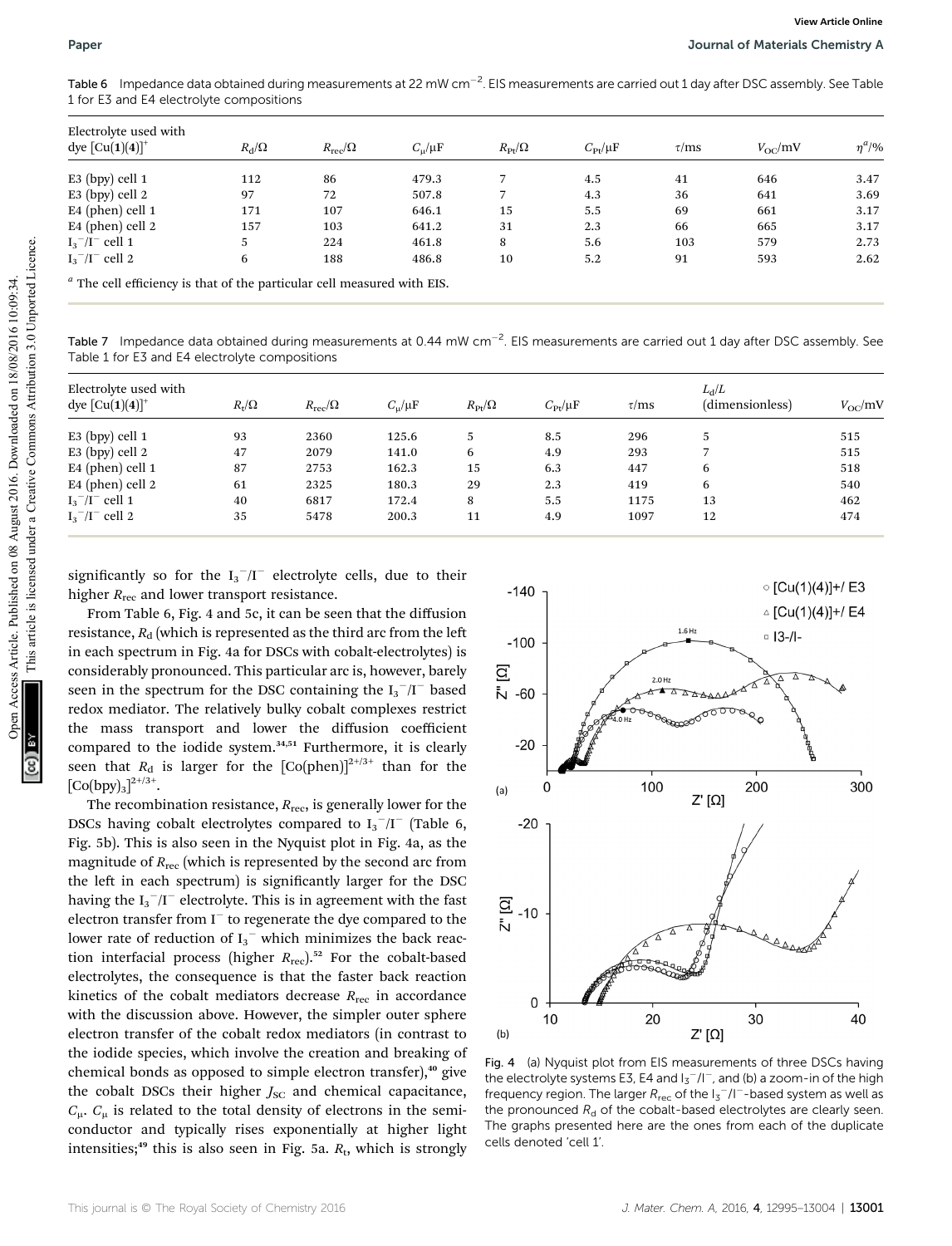Table 6 Impedance data obtained during measurements at 22 mW $cm^{-2}$. EIS measurements are carried out 1 day after DSC assembly. See Table 1 for E3 and E4 electrolyte compositions

| Electrolyte used with dye $[Cu(\mathbf{1})(\mathbf{4})]^{+}$ | $R_d/\Omega$ | $R_{rec}/\Omega$ | $C_{\mu}/\mu F$ | $R_{Pt}/\Omega$ | $C_{Pt}/\mu F$ | $\tau$/ms | $V_{OC}$/mV | $\eta^{a}$/% |
|---|---|---|---|---|---|---|---|---|
| E3 (bpy) cell 1 | 112 | 86 | 479.3 | 7 | 4.5 | 41 | 646 | 3.47 |
| E3 (bpy) cell 2 | 97 | 72 | 507.8 | 7 | 4.3 | 36 | 641 | 3.69 |
| E4 (phen) cell 1 | 171 | 107 | 646.1 | 15 | 5.5 | 69 | 661 | 3.17 |
| E4 (phen) cell 2 | 157 | 103 | 641.2 | 31 | 2.3 | 66 | 665 | 3.17 |
| $I_3^-/I^-$ cell 1 | 5 | 224 | 461.8 | 8 | 5.6 | 103 | 579 | 2.73 |
| $I_3^-/I^-$ cell 2 | 6 | 188 | 486.8 | 10 | 5.2 | 91 | 593 | 2.62 |

$^{a}$ The cell efficiency is that of the particular cell measured with EIS.

Table 7 Impedance data obtained during measurements at 0.44 mW $cm^{-2}$. EIS measurements are carried out 1 day after DSC assembly. See Table 1 for E3 and E4 electrolyte compositions

| Electrolyte used with dye $[Cu(\mathbf{1})(\mathbf{4})]^{+}$ | $R_t/\Omega$ | $R_{rec}/\Omega$ | $C_{\mu}/\mu F$ | $R_{Pt}/\Omega$ | $C_{Pt}/\mu F$ | $\tau$/ms | $L_d/L$ (dimensionless) | $V_{OC}$/mV |
|---|---|---|---|---|---|---|---|---|
| E3 (bpy) cell 1 | 93 | 2360 | 125.6 | 5 | 8.5 | 296 | 5 | 515 |
| E3 (bpy) cell 2 | 47 | 2079 | 141.0 | 6 | 4.9 | 293 | 7 | 515 |
| E4 (phen) cell 1 | 87 | 2753 | 162.3 | 15 | 6.3 | 447 | 6 | 518 |
| E4 (phen) cell 2 | 61 | 2325 | 180.3 | 29 | 2.3 | 419 | 6 | 540 |
| $I_3^-/I^-$ cell 1 | 40 | 6817 | 172.4 | 8 | 5.5 | 1175 | 13 | 462 |
| $I_3^-/I^-$ cell 2 | 35 | 5478 | 200.3 | 11 | 4.9 | 1097 | 12 | 474 |

significantly so for the $I_3^-/I^-$ electrolyte cells, due to their higher $R_{rec}$ and lower transport resistance.

From Table 6, Fig. 4 and 5c, it can be seen that the diffusion resistance, $R_d$ (which is represented as the third arc from the left in each spectrum in Fig. 4a for DSCs with cobalt-electrolytes) is considerably pronounced. This particular arc is, however, barely seen in the spectrum for the DSC containing the $I_3^-/I^-$ based redox mediator. The relatively bulky cobalt complexes restrict the mass transport and lower the diffusion coefficient compared to the iodide system.[34,51] Furthermore, it is clearly seen that $R_d$ is larger for the $[Co(phen)]^{2+/3+}$ than for the $[Co(bpy)_3]^{2+/3+}$.

The recombination resistance, $R_{rec}$, is generally lower for the DSCs having cobalt electrolytes compared to $I_3^-/I^-$ (Table 6, Fig. 5b). This is also seen in the Nyquist plot in Fig. 4a, as the magnitude of $R_{rec}$ (which is represented by the second arc from the left in each spectrum) is significantly larger for the DSC having the $I_3^-/I^-$ electrolyte. This is in agreement with the fast electron transfer from $I^-$ to regenerate the dye compared to the lower rate of reduction of $I_3^-$ which minimizes the back reaction interfacial process (higher $R_{rec}$).[52] For the cobalt-based electrolytes, the consequence is that the faster back reaction kinetics of the cobalt mediators decrease $R_{rec}$ in accordance with the discussion above. However, the simpler outer sphere electron transfer of the cobalt redox mediators (in contrast to the iodide species, which involve the creation and breaking of chemical bonds as opposed to simple electron transfer),[40] give the cobalt DSCs their higher $J_{SC}$ and chemical capacitance, $C_{\mu}$. $C_{\mu}$ is related to the total density of electrons in the semiconductor and typically rises exponentially at higher light intensities;[49] this is also seen in Fig. 5a. $R_t$, which is strongly

Fig. 4 (a) Nyquist plot from EIS measurements of three DSCs having the electrolyte systems E3, E4 and $I_3^-/I^-$, and (b) a zoom-in of the high frequency region. The larger $R_{rec}$ of the $I_3^-/I^-$-based system as well as the pronounced $R_d$ of the cobalt-based electrolytes are clearly seen. The graphs presented here are the ones from each of the duplicate cells denoted 'cell 1'.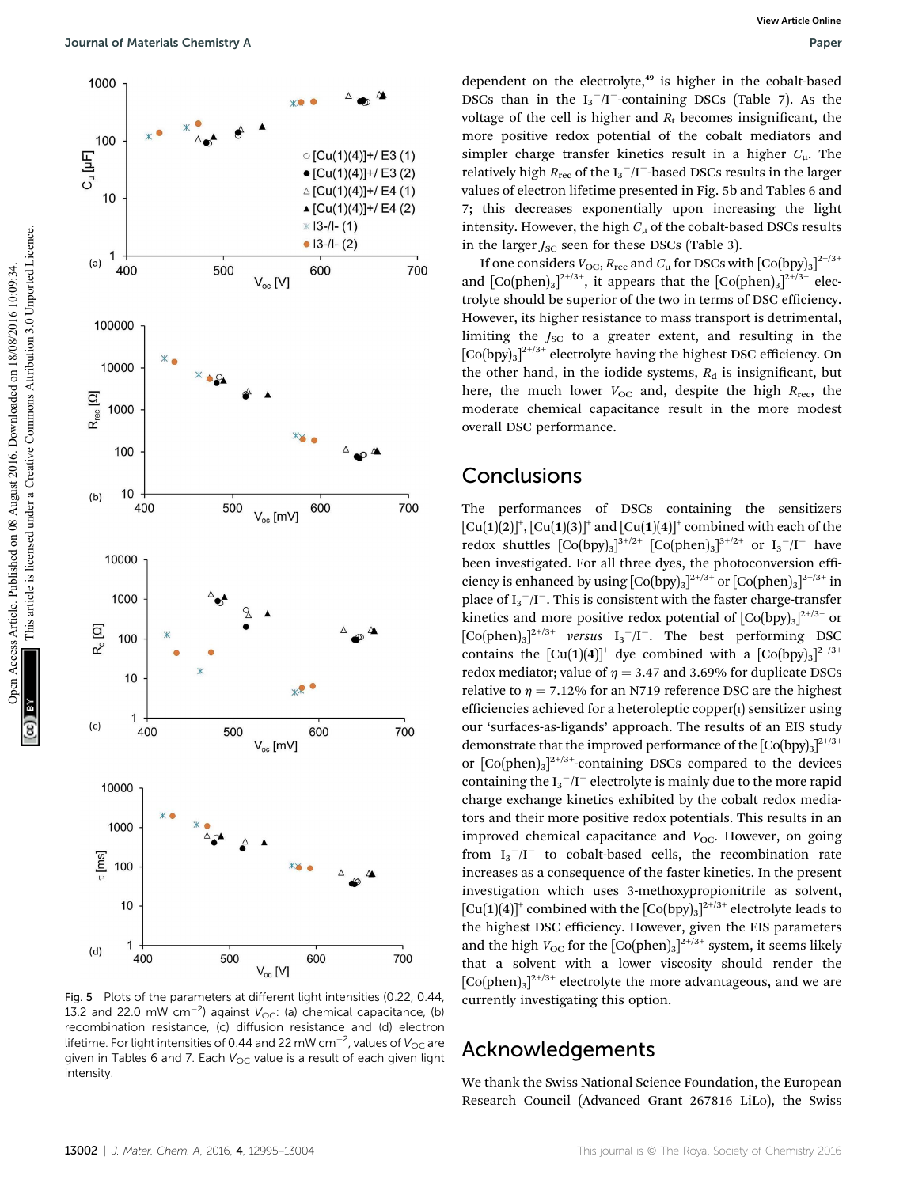Fig. 5 Plots of the parameters at different light intensities (0.22, 0.44, 13.2 and 22.0 mW cm$^{-2}$) against $V_{OC}$: (a) chemical capacitance, (b) recombination resistance, (c) diffusion resistance and (d) electron lifetime. For light intensities of 0.44 and 22 mW cm$^{-2}$, values of $V_{OC}$ are given in Tables 6 and 7. Each $V_{OC}$ value is a result of each given light intensity.

dependent on the electrolyte,[49] is higher in the cobalt-based DSCs than in the $I_3^-/I^-$-containing DSCs (Table 7). As the voltage of the cell is higher and $R_t$ becomes insignificant, the more positive redox potential of the cobalt mediators and simpler charge transfer kinetics result in a higher $C_\mu$. The relatively high $R_{rec}$ of the $I_3^-/I^-$-based DSCs results in the larger values of electron lifetime presented in Fig. 5b and Tables 6 and 7; this decreases exponentially upon increasing the light intensity. However, the high $C_\mu$ of the cobalt-based DSCs results in the larger $J_{SC}$ seen for these DSCs (Table 3).

If one considers $V_{OC}$, $R_{rec}$ and $C_\mu$ for DSCs with $[Co(bpy)_3]^{2+/3+}$ and $[Co(phen)_3]^{2+/3+}$, it appears that the $[Co(phen)_3]^{2+/3+}$ electrolyte should be superior of the two in terms of DSC efficiency. However, its higher resistance to mass transport is detrimental, limiting the $J_{SC}$ to a greater extent, and resulting in the $[Co(bpy)_3]^{2+/3+}$ electrolyte having the highest DSC efficiency. On the other hand, in the iodide systems, $R_d$ is insignificant, but here, the much lower $V_{OC}$ and, despite the high $R_{rec}$, the moderate chemical capacitance result in the more modest overall DSC performance.

## Conclusions

The performances of DSCs containing the sensitizers $[Cu(\mathbf{1})(\mathbf{2})]^+$, $[Cu(\mathbf{1})(\mathbf{3})]^+$ and $[Cu(\mathbf{1})(\mathbf{4})]^+$ combined with each of the redox shuttles $[Co(bpy)_3]^{3+/2+}$ $[Co(phen)_3]^{3+/2+}$ or $I_3^-/I^-$ have been investigated. For all three dyes, the photoconversion efficiency is enhanced by using $[Co(bpy)_3]^{2+/3+}$ or $[Co(phen)_3]^{2+/3+}$ in place of $I_3^-/I^-$. This is consistent with the faster charge-transfer kinetics and more positive redox potential of $[Co(bpy)_3]^{2+/3+}$ or $[Co(phen)_3]^{2+/3+}$ *versus* $I_3^-/I^-$. The best performing DSC contains the $[Cu(\mathbf{1})(\mathbf{4})]^+$ dye combined with a $[Co(bpy)_3]^{2+/3+}$ redox mediator; value of $\eta = 3.47$ and 3.69% for duplicate DSCs relative to $\eta = 7.12$% for an N719 reference DSC are the highest efficiencies achieved for a heteroleptic copper(I) sensitizer using our 'surfaces-as-ligands' approach. The results of an EIS study demonstrate that the improved performance of the $[Co(bpy)_3]^{2+/3+}$ or $[Co(phen)_3]^{2+/3+}$-containing DSCs compared to the devices containing the $I_3^-/I^-$ electrolyte is mainly due to the more rapid charge exchange kinetics exhibited by the cobalt redox mediators and their more positive redox potentials. This results in an improved chemical capacitance and $V_{OC}$. However, on going from $I_3^-/I^-$ to cobalt-based cells, the recombination rate increases as a consequence of the faster kinetics. In the present investigation which uses 3-methoxypropionitrile as solvent, $[Cu(\mathbf{1})(\mathbf{4})]^+$ combined with the $[Co(bpy)_3]^{2+/3+}$ electrolyte leads to the highest DSC efficiency. However, given the EIS parameters and the high $V_{OC}$ for the $[Co(phen)_3]^{2+/3+}$ system, it seems likely that a solvent with a lower viscosity should render the $[Co(phen)_3]^{2+/3+}$ electrolyte the more advantageous, and we are currently investigating this option.

## Acknowledgements

We thank the Swiss National Science Foundation, the European Research Council (Advanced Grant 267816 LiLo), the Swiss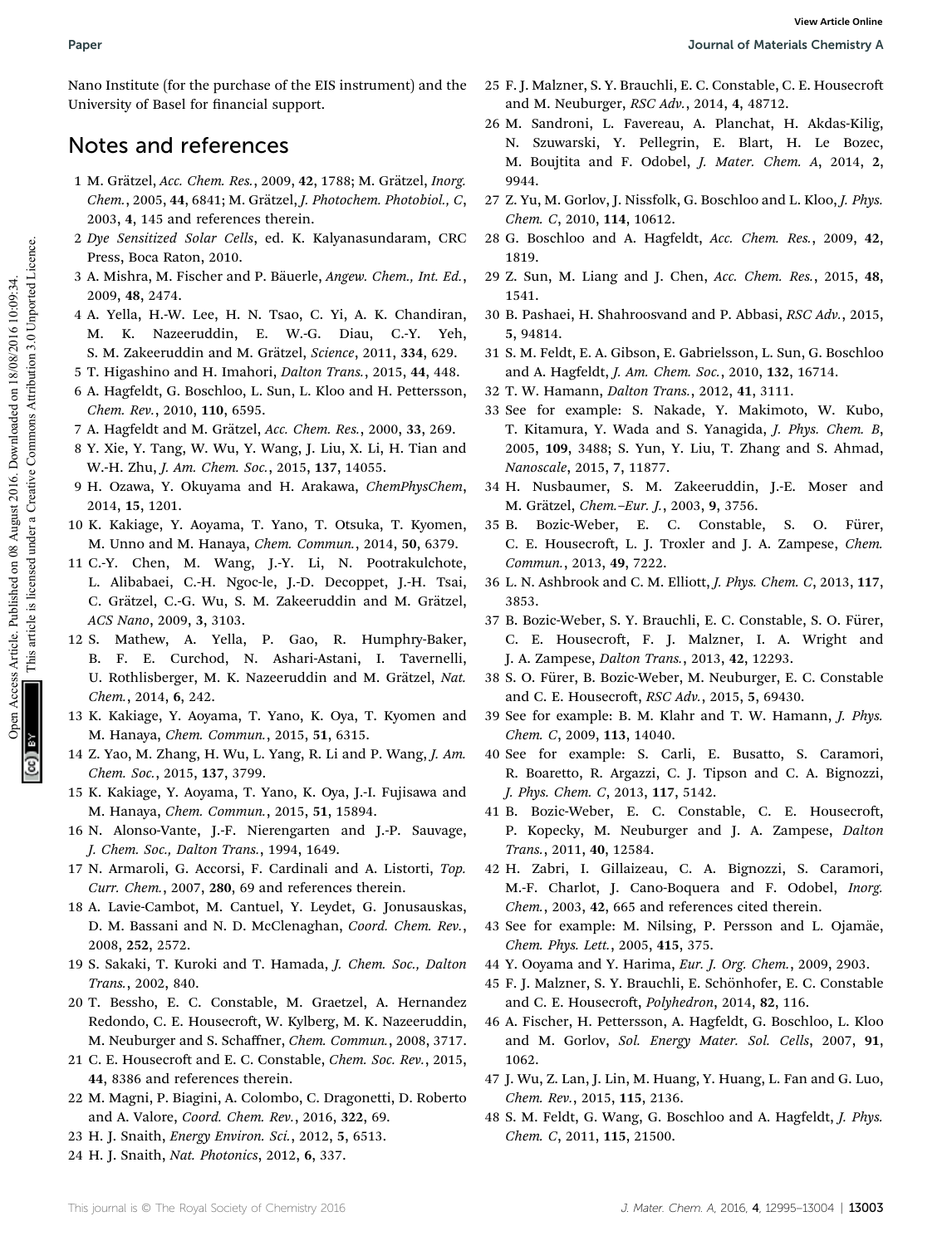Nano Institute (for the purchase of the EIS instrument) and the University of Basel for financial support.

## Notes and references

1. M. Grätzel, *Acc. Chem. Res.*, 2009, **42**, 1788; M. Grätzel, *Inorg. Chem.*, 2005, **44**, 6841; M. Grätzel, *J. Photochem. Photobiol., C*, 2003, **4**, 145 and references therein.
2. *Dye Sensitized Solar Cells*, ed. K. Kalyanasundaram, CRC Press, Boca Raton, 2010.
3. A. Mishra, M. Fischer and P. Bäuerle, *Angew. Chem., Int. Ed.*, 2009, **48**, 2474.
4. A. Yella, H.-W. Lee, H. N. Tsao, C. Yi, A. K. Chandiran, M. K. Nazeeruddin, E. W.-G. Diau, C.-Y. Yeh, S. M. Zakeeruddin and M. Grätzel, *Science*, 2011, **334**, 629.
5. T. Higashino and H. Imahori, *Dalton Trans.*, 2015, **44**, 448.
6. A. Hagfeldt, G. Boschloo, L. Sun, L. Kloo and H. Pettersson, *Chem. Rev.*, 2010, **110**, 6595.
7. A. Hagfeldt and M. Grätzel, *Acc. Chem. Res.*, 2000, **33**, 269.
8. Y. Xie, Y. Tang, W. Wu, Y. Wang, J. Liu, X. Li, H. Tian and W.-H. Zhu, *J. Am. Chem. Soc.*, 2015, **137**, 14055.
9. H. Ozawa, Y. Okuyama and H. Arakawa, *ChemPhysChem*, 2014, **15**, 1201.
10. K. Kakiage, Y. Aoyama, T. Yano, T. Otsuka, T. Kyomen, M. Unno and M. Hanaya, *Chem. Commun.*, 2014, **50**, 6379.
11. C.-Y. Chen, M. Wang, J.-Y. Li, N. Pootrakulchote, L. Alibabaei, C.-H. Ngoc-le, J.-D. Decoppet, J.-H. Tsai, C. Grätzel, C.-G. Wu, S. M. Zakeeruddin and M. Grätzel, *ACS Nano*, 2009, **3**, 3103.
12. S. Mathew, A. Yella, P. Gao, R. Humphry-Baker, B. F. E. Curchod, N. Ashari-Astani, I. Tavernelli, U. Rothlisberger, M. K. Nazeeruddin and M. Grätzel, *Nat. Chem.*, 2014, **6**, 242.
13. K. Kakiage, Y. Aoyama, T. Yano, K. Oya, T. Kyomen and M. Hanaya, *Chem. Commun.*, 2015, **51**, 6315.
14. Z. Yao, M. Zhang, H. Wu, L. Yang, R. Li and P. Wang, *J. Am. Chem. Soc.*, 2015, **137**, 3799.
15. K. Kakiage, Y. Aoyama, T. Yano, K. Oya, J.-I. Fujisawa and M. Hanaya, *Chem. Commun.*, 2015, **51**, 15894.
16. N. Alonso-Vante, J.-F. Nierengarten and J.-P. Sauvage, *J. Chem. Soc., Dalton Trans.*, 1994, 1649.
17. N. Armaroli, G. Accorsi, F. Cardinali and A. Listorti, *Top. Curr. Chem.*, 2007, **280**, 69 and references therein.
18. A. Lavie-Cambot, M. Cantuel, Y. Leydet, G. Jonusauskas, D. M. Bassani and N. D. McClenaghan, *Coord. Chem. Rev.*, 2008, **252**, 2572.
19. S. Sakaki, T. Kuroki and T. Hamada, *J. Chem. Soc., Dalton Trans.*, 2002, 840.
20. T. Bessho, E. C. Constable, M. Graetzel, A. Hernandez Redondo, C. E. Housecroft, W. Kylberg, M. K. Nazeeruddin, M. Neuburger and S. Schaffner, *Chem. Commun.*, 2008, 3717.
21. C. E. Housecroft and E. C. Constable, *Chem. Soc. Rev.*, 2015, **44**, 8386 and references therein.
22. M. Magni, P. Biagini, A. Colombo, C. Dragonetti, D. Roberto and A. Valore, *Coord. Chem. Rev.*, 2016, **322**, 69.
23. H. J. Snaith, *Energy Environ. Sci.*, 2012, **5**, 6513.
24. H. J. Snaith, *Nat. Photonics*, 2012, **6**, 337.
25. F. J. Malzner, S. Y. Brauchli, E. C. Constable, C. E. Housecroft and M. Neuburger, *RSC Adv.*, 2014, **4**, 48712.
26. M. Sandroni, L. Favereau, A. Planchat, H. Akdas-Kilig, N. Szuwarski, Y. Pellegrin, E. Blart, H. Le Bozec, M. Boujtita and F. Odobel, *J. Mater. Chem. A*, 2014, **2**, 9944.
27. Z. Yu, M. Gorlov, J. Nissfolk, G. Boschloo and L. Kloo, *J. Phys. Chem. C*, 2010, **114**, 10612.
28. G. Boschloo and A. Hagfeldt, *Acc. Chem. Res.*, 2009, **42**, 1819.
29. Z. Sun, M. Liang and J. Chen, *Acc. Chem. Res.*, 2015, **48**, 1541.
30. B. Pashaei, H. Shahroosvand and P. Abbasi, *RSC Adv.*, 2015, **5**, 94814.
31. S. M. Feldt, E. A. Gibson, E. Gabrielsson, L. Sun, G. Boschloo and A. Hagfeldt, *J. Am. Chem. Soc.*, 2010, **132**, 16714.
32. T. W. Hamann, *Dalton Trans.*, 2012, **41**, 3111.
33. See for example: S. Nakade, Y. Makimoto, W. Kubo, T. Kitamura, Y. Wada and S. Yanagida, *J. Phys. Chem. B*, 2005, **109**, 3488; S. Yun, Y. Liu, T. Zhang and S. Ahmad, *Nanoscale*, 2015, **7**, 11877.
34. H. Nusbaumer, S. M. Zakeeruddin, J.-E. Moser and M. Grätzel, *Chem.–Eur. J.*, 2003, **9**, 3756.
35. B. Bozic-Weber, E. C. Constable, S. O. Fürer, C. E. Housecroft, L. J. Troxler and J. A. Zampese, *Chem. Commun.*, 2013, **49**, 7222.
36. L. N. Ashbrook and C. M. Elliott, *J. Phys. Chem. C*, 2013, **117**, 3853.
37. B. Bozic-Weber, S. Y. Brauchli, E. C. Constable, S. O. Fürer, C. E. Housecroft, F. J. Malzner, I. A. Wright and J. A. Zampese, *Dalton Trans.*, 2013, **42**, 12293.
38. S. O. Fürer, B. Bozic-Weber, M. Neuburger, E. C. Constable and C. E. Housecroft, *RSC Adv.*, 2015, **5**, 69430.
39. See for example: B. M. Klahr and T. W. Hamann, *J. Phys. Chem. C*, 2009, **113**, 14040.
40. See for example: S. Carli, E. Busatto, S. Caramori, R. Boaretto, R. Argazzi, C. J. Tipson and C. A. Bignozzi, *J. Phys. Chem. C*, 2013, **117**, 5142.
41. B. Bozic-Weber, E. C. Constable, C. E. Housecroft, P. Kopecky, M. Neuburger and J. A. Zampese, *Dalton Trans.*, 2011, **40**, 12584.
42. H. Zabri, I. Gillaizeau, C. A. Bignozzi, S. Caramori, M.-F. Charlot, J. Cano-Boquera and F. Odobel, *Inorg. Chem.*, 2003, **42**, 665 and references cited therein.
43. See for example: M. Nilsing, P. Persson and L. Ojamäe, *Chem. Phys. Lett.*, 2005, **415**, 375.
44. Y. Ooyama and Y. Harima, *Eur. J. Org. Chem.*, 2009, 2903.
45. F. J. Malzner, S. Y. Brauchli, E. Schönhofer, E. C. Constable and C. E. Housecroft, *Polyhedron*, 2014, **82**, 116.
46. A. Fischer, H. Pettersson, A. Hagfeldt, G. Boschloo, L. Kloo and M. Gorlov, *Sol. Energy Mater. Sol. Cells*, 2007, **91**, 1062.
47. J. Wu, Z. Lan, J. Lin, M. Huang, Y. Huang, L. Fan and G. Luo, *Chem. Rev.*, 2015, **115**, 2136.
48. S. M. Feldt, G. Wang, G. Boschloo and A. Hagfeldt, *J. Phys. Chem. C*, 2011, **115**, 21500.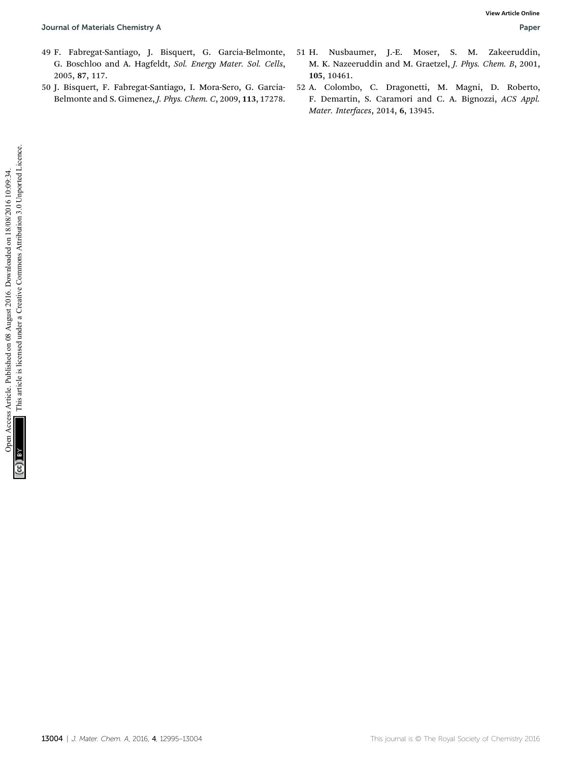49 F. Fabregat-Santiago, J. Bisquert, G. Garcia-Belmonte, G. Boschloo and A. Hagfeldt, *Sol. Energy Mater. Sol. Cells*, 2005, **87**, 117.

50 J. Bisquert, F. Fabregat-Santiago, I. Mora-Sero, G. Garcia-Belmonte and S. Gimenez, *J. Phys. Chem. C*, 2009, **113**, 17278.

51 H. Nusbaumer, J.-E. Moser, S. M. Zakeeruddin, M. K. Nazeeruddin and M. Graetzel, *J. Phys. Chem. B*, 2001, **105**, 10461.

52 A. Colombo, C. Dragonetti, M. Magni, D. Roberto, F. Demartin, S. Caramori and C. A. Bignozzi, *ACS Appl. Mater. Interfaces*, 2014, **6**, 13945.